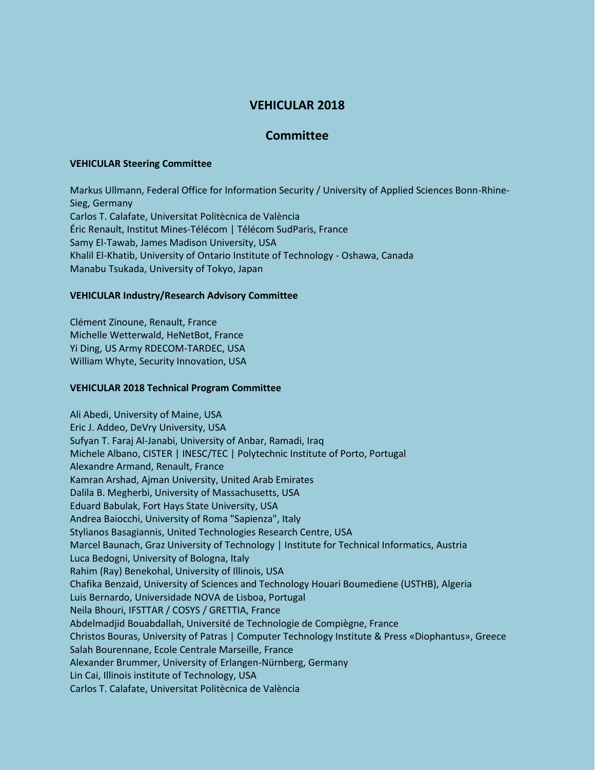# VEHICULAR 2018

## Committee

### VEHICULAR Steering Committee

Markus Ullmann, Federal Office for Information Security / University of Applied Sciences Bonn-Rhine-Sieg, Germany
Carlos T. Calafate, Universitat Politècnica de València
Éric Renault, Institut Mines-Télécom | Télécom SudParis, France
Samy El-Tawab, James Madison University, USA
Khalil El-Khatib, University of Ontario Institute of Technology - Oshawa, Canada
Manabu Tsukada, University of Tokyo, Japan

### VEHICULAR Industry/Research Advisory Committee

Clément Zinoune, Renault, France
Michelle Wetterwald, HeNetBot, France
Yi Ding, US Army RDECOM-TARDEC, USA
William Whyte, Security Innovation, USA

### VEHICULAR 2018 Technical Program Committee

Ali Abedi, University of Maine, USA
Eric J. Addeo, DeVry University, USA
Sufyan T. Faraj Al-Janabi, University of Anbar, Ramadi, Iraq
Michele Albano, CISTER | INESC/TEC | Polytechnic Institute of Porto, Portugal
Alexandre Armand, Renault, France
Kamran Arshad, Ajman University, United Arab Emirates
Dalila B. Megherbi, University of Massachusetts, USA
Eduard Babulak, Fort Hays State University, USA
Andrea Baiocchi, University of Roma "Sapienza", Italy
Stylianos Basagiannis, United Technologies Research Centre, USA
Marcel Baunach, Graz University of Technology | Institute for Technical Informatics, Austria
Luca Bedogni, University of Bologna, Italy
Rahim (Ray) Benekohal, University of Illinois, USA
Chafika Benzaid, University of Sciences and Technology Houari Boumediene (USTHB), Algeria
Luis Bernardo, Universidade NOVA de Lisboa, Portugal
Neila Bhouri, IFSTTAR / COSYS / GRETTIA, France
Abdelmadjid Bouabdallah, Université de Technologie de Compiègne, France
Christos Bouras, University of Patras | Computer Technology Institute & Press «Diophantus», Greece
Salah Bourennane, Ecole Centrale Marseille, France
Alexander Brummer, University of Erlangen-Nürnberg, Germany
Lin Cai, Illinois institute of Technology, USA
Carlos T. Calafate, Universitat Politècnica de València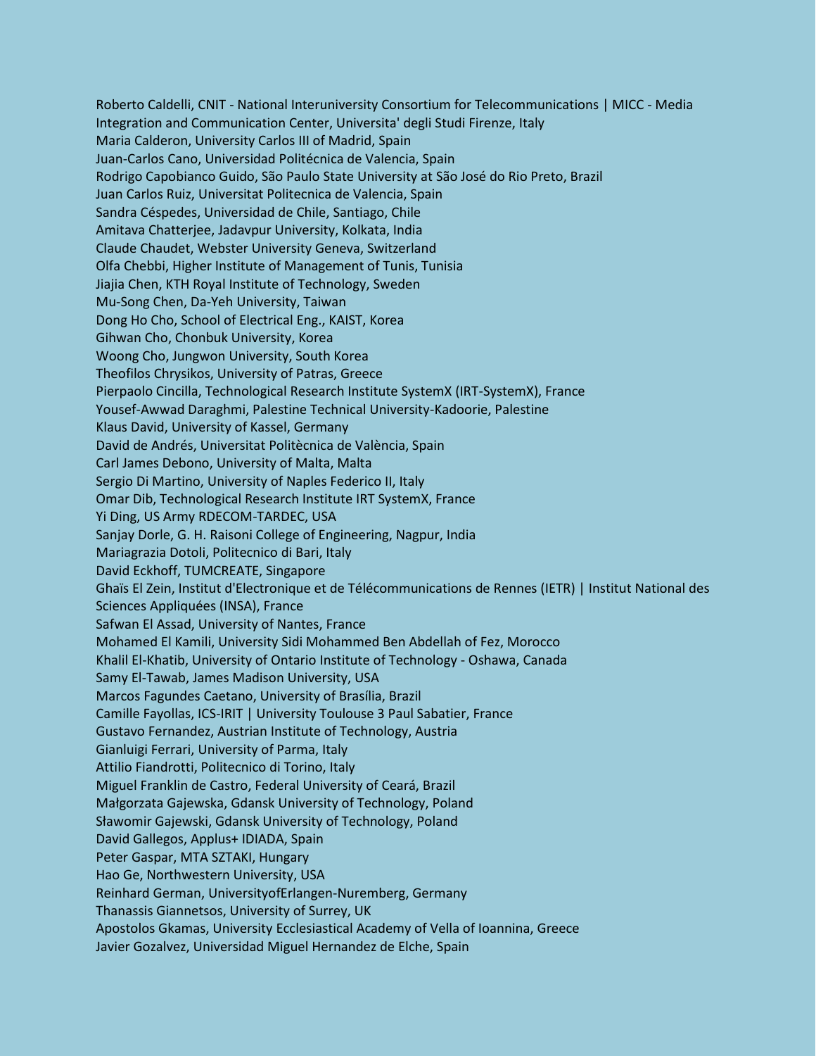Roberto Caldelli, CNIT - National Interuniversity Consortium for Telecommunications | MICC - Media Integration and Communication Center, Universita' degli Studi Firenze, Italy
Maria Calderon, University Carlos III of Madrid, Spain
Juan-Carlos Cano, Universidad Politécnica de Valencia, Spain
Rodrigo Capobianco Guido, São Paulo State University at São José do Rio Preto, Brazil
Juan Carlos Ruiz, Universitat Politecnica de Valencia, Spain
Sandra Céspedes, Universidad de Chile, Santiago, Chile
Amitava Chatterjee, Jadavpur University, Kolkata, India
Claude Chaudet, Webster University Geneva, Switzerland
Olfa Chebbi, Higher Institute of Management of Tunis, Tunisia
Jiajia Chen, KTH Royal Institute of Technology, Sweden
Mu-Song Chen, Da-Yeh University, Taiwan
Dong Ho Cho, School of Electrical Eng., KAIST, Korea
Gihwan Cho, Chonbuk University, Korea
Woong Cho, Jungwon University, South Korea
Theofilos Chrysikos, University of Patras, Greece
Pierpaolo Cincilla, Technological Research Institute SystemX (IRT-SystemX), France
Yousef-Awwad Daraghmi, Palestine Technical University-Kadoorie, Palestine
Klaus David, University of Kassel, Germany
David de Andrés, Universitat Politècnica de València, Spain
Carl James Debono, University of Malta, Malta
Sergio Di Martino, University of Naples Federico II, Italy
Omar Dib, Technological Research Institute IRT SystemX, France
Yi Ding, US Army RDECOM-TARDEC, USA
Sanjay Dorle, G. H. Raisoni College of Engineering, Nagpur, India
Mariagrazia Dotoli, Politecnico di Bari, Italy
David Eckhoff, TUMCREATE, Singapore
Ghaïs El Zein, Institut d'Electronique et de Télécommunications de Rennes (IETR) | Institut National des Sciences Appliquées (INSA), France
Safwan El Assad, University of Nantes, France
Mohamed El Kamili, University Sidi Mohammed Ben Abdellah of Fez, Morocco
Khalil El-Khatib, University of Ontario Institute of Technology - Oshawa, Canada
Samy El-Tawab, James Madison University, USA
Marcos Fagundes Caetano, University of Brasília, Brazil
Camille Fayollas, ICS-IRIT | University Toulouse 3 Paul Sabatier, France
Gustavo Fernandez, Austrian Institute of Technology, Austria
Gianluigi Ferrari, University of Parma, Italy
Attilio Fiandrotti, Politecnico di Torino, Italy
Miguel Franklin de Castro, Federal University of Ceará, Brazil
Małgorzata Gajewska, Gdansk University of Technology, Poland
Sławomir Gajewski, Gdansk University of Technology, Poland
David Gallegos, Applus+ IDIADA, Spain
Peter Gaspar, MTA SZTAKI, Hungary
Hao Ge, Northwestern University, USA
Reinhard German, UniversityofErlangen-Nuremberg, Germany
Thanassis Giannetsos, University of Surrey, UK
Apostolos Gkamas, University Ecclesiastical Academy of Vella of Ioannina, Greece
Javier Gozalvez, Universidad Miguel Hernandez de Elche, Spain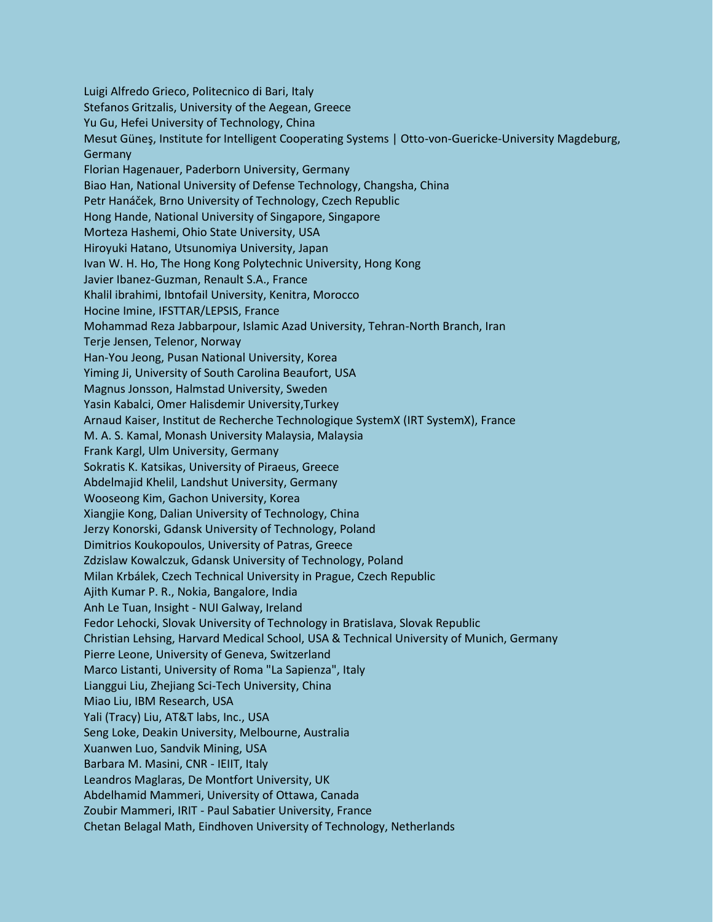Luigi Alfredo Grieco, Politecnico di Bari, Italy
Stefanos Gritzalis, University of the Aegean, Greece
Yu Gu, Hefei University of Technology, China
Mesut Güneş, Institute for Intelligent Cooperating Systems | Otto-von-Guericke-University Magdeburg, Germany
Florian Hagenauer, Paderborn University, Germany
Biao Han, National University of Defense Technology, Changsha, China
Petr Hanáček, Brno University of Technology, Czech Republic
Hong Hande, National University of Singapore, Singapore
Morteza Hashemi, Ohio State University, USA
Hiroyuki Hatano, Utsunomiya University, Japan
Ivan W. H. Ho, The Hong Kong Polytechnic University, Hong Kong
Javier Ibanez-Guzman, Renault S.A., France
Khalil ibrahimi, Ibntofail University, Kenitra, Morocco
Hocine Imine, IFSTTAR/LEPSIS, France
Mohammad Reza Jabbarpour, Islamic Azad University, Tehran-North Branch, Iran
Terje Jensen, Telenor, Norway
Han-You Jeong, Pusan National University, Korea
Yiming Ji, University of South Carolina Beaufort, USA
Magnus Jonsson, Halmstad University, Sweden
Yasin Kabalci, Omer Halisdemir University,Turkey
Arnaud Kaiser, Institut de Recherche Technologique SystemX (IRT SystemX), France
M. A. S. Kamal, Monash University Malaysia, Malaysia
Frank Kargl, Ulm University, Germany
Sokratis K. Katsikas, University of Piraeus, Greece
Abdelmajid Khelil, Landshut University, Germany
Wooseong Kim, Gachon University, Korea
Xiangjie Kong, Dalian University of Technology, China
Jerzy Konorski, Gdansk University of Technology, Poland
Dimitrios Koukopoulos, University of Patras, Greece
Zdzislaw Kowalczuk, Gdansk University of Technology, Poland
Milan Krbálek, Czech Technical University in Prague, Czech Republic
Ajith Kumar P. R., Nokia, Bangalore, India
Anh Le Tuan, Insight - NUI Galway, Ireland
Fedor Lehocki, Slovak University of Technology in Bratislava, Slovak Republic
Christian Lehsing, Harvard Medical School, USA & Technical University of Munich, Germany
Pierre Leone, University of Geneva, Switzerland
Marco Listanti, University of Roma "La Sapienza", Italy
Lianggui Liu, Zhejiang Sci-Tech University, China
Miao Liu, IBM Research, USA
Yali (Tracy) Liu, AT&T labs, Inc., USA
Seng Loke, Deakin University, Melbourne, Australia
Xuanwen Luo, Sandvik Mining, USA
Barbara M. Masini, CNR - IEIIT, Italy
Leandros Maglaras, De Montfort University, UK
Abdelhamid Mammeri, University of Ottawa, Canada
Zoubir Mammeri, IRIT - Paul Sabatier University, France
Chetan Belagal Math, Eindhoven University of Technology, Netherlands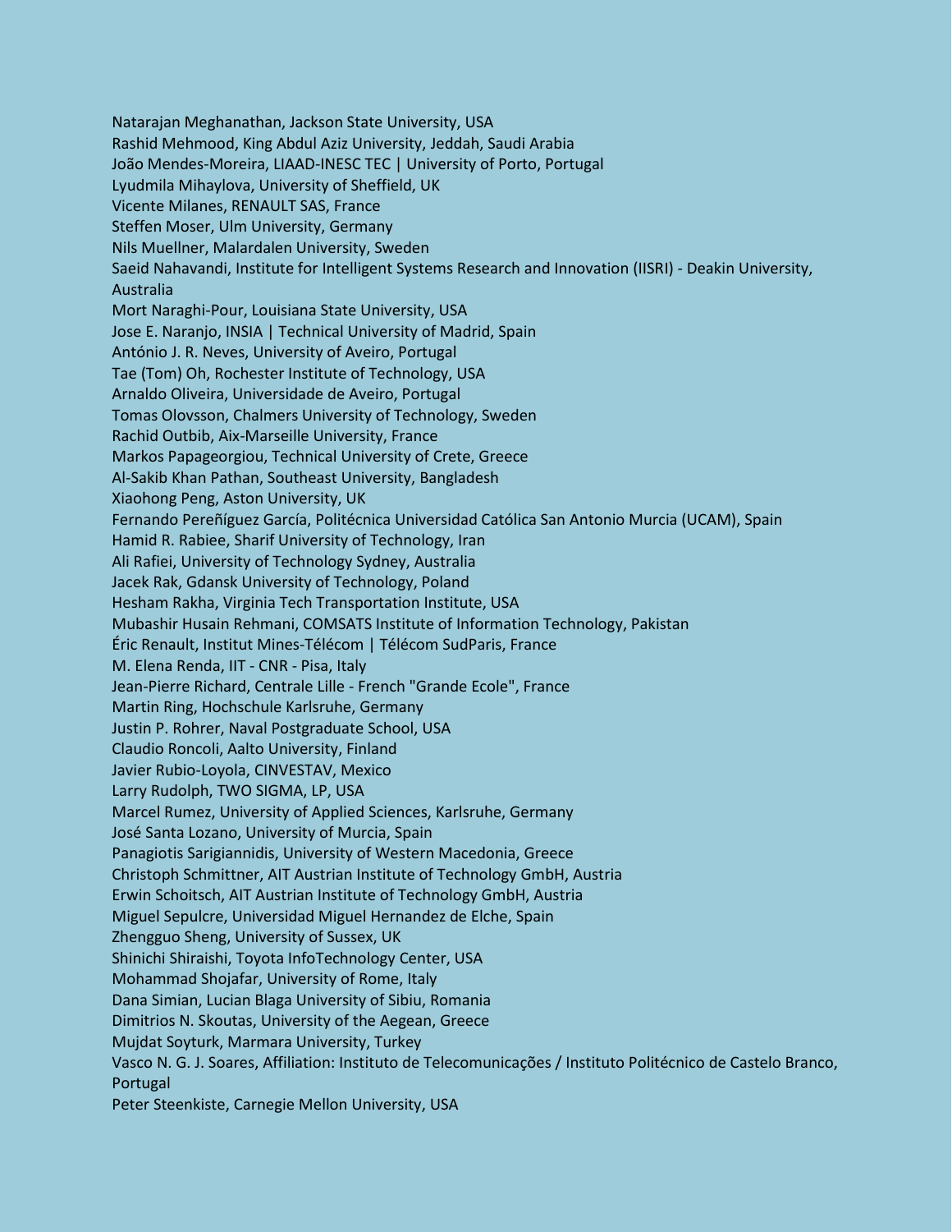Natarajan Meghanathan, Jackson State University, USA
Rashid Mehmood, King Abdul Aziz University, Jeddah, Saudi Arabia
João Mendes-Moreira, LIAAD-INESC TEC | University of Porto, Portugal
Lyudmila Mihaylova, University of Sheffield, UK
Vicente Milanes, RENAULT SAS, France
Steffen Moser, Ulm University, Germany
Nils Muellner, Malardalen University, Sweden
Saeid Nahavandi, Institute for Intelligent Systems Research and Innovation (IISRI) - Deakin University, Australia
Mort Naraghi-Pour, Louisiana State University, USA
Jose E. Naranjo, INSIA | Technical University of Madrid, Spain
António J. R. Neves, University of Aveiro, Portugal
Tae (Tom) Oh, Rochester Institute of Technology, USA
Arnaldo Oliveira, Universidade de Aveiro, Portugal
Tomas Olovsson, Chalmers University of Technology, Sweden
Rachid Outbib, Aix-Marseille University, France
Markos Papageorgiou, Technical University of Crete, Greece
Al-Sakib Khan Pathan, Southeast University, Bangladesh
Xiaohong Peng, Aston University, UK
Fernando Pereñíguez García, Politécnica Universidad Católica San Antonio Murcia (UCAM), Spain
Hamid R. Rabiee, Sharif University of Technology, Iran
Ali Rafiei, University of Technology Sydney, Australia
Jacek Rak, Gdansk University of Technology, Poland
Hesham Rakha, Virginia Tech Transportation Institute, USA
Mubashir Husain Rehmani, COMSATS Institute of Information Technology, Pakistan
Éric Renault, Institut Mines-Télécom | Télécom SudParis, France
M. Elena Renda, IIT - CNR - Pisa, Italy
Jean-Pierre Richard, Centrale Lille - French "Grande Ecole", France
Martin Ring, Hochschule Karlsruhe, Germany
Justin P. Rohrer, Naval Postgraduate School, USA
Claudio Roncoli, Aalto University, Finland
Javier Rubio-Loyola, CINVESTAV, Mexico
Larry Rudolph, TWO SIGMA, LP, USA
Marcel Rumez, University of Applied Sciences, Karlsruhe, Germany
José Santa Lozano, University of Murcia, Spain
Panagiotis Sarigiannidis, University of Western Macedonia, Greece
Christoph Schmittner, AIT Austrian Institute of Technology GmbH, Austria
Erwin Schoitsch, AIT Austrian Institute of Technology GmbH, Austria
Miguel Sepulcre, Universidad Miguel Hernandez de Elche, Spain
Zhengguo Sheng, University of Sussex, UK
Shinichi Shiraishi, Toyota InfoTechnology Center, USA
Mohammad Shojafar, University of Rome, Italy
Dana Simian, Lucian Blaga University of Sibiu, Romania
Dimitrios N. Skoutas, University of the Aegean, Greece
Mujdat Soyturk, Marmara University, Turkey
Vasco N. G. J. Soares, Affiliation: Instituto de Telecomunicações / Instituto Politécnico de Castelo Branco, Portugal
Peter Steenkiste, Carnegie Mellon University, USA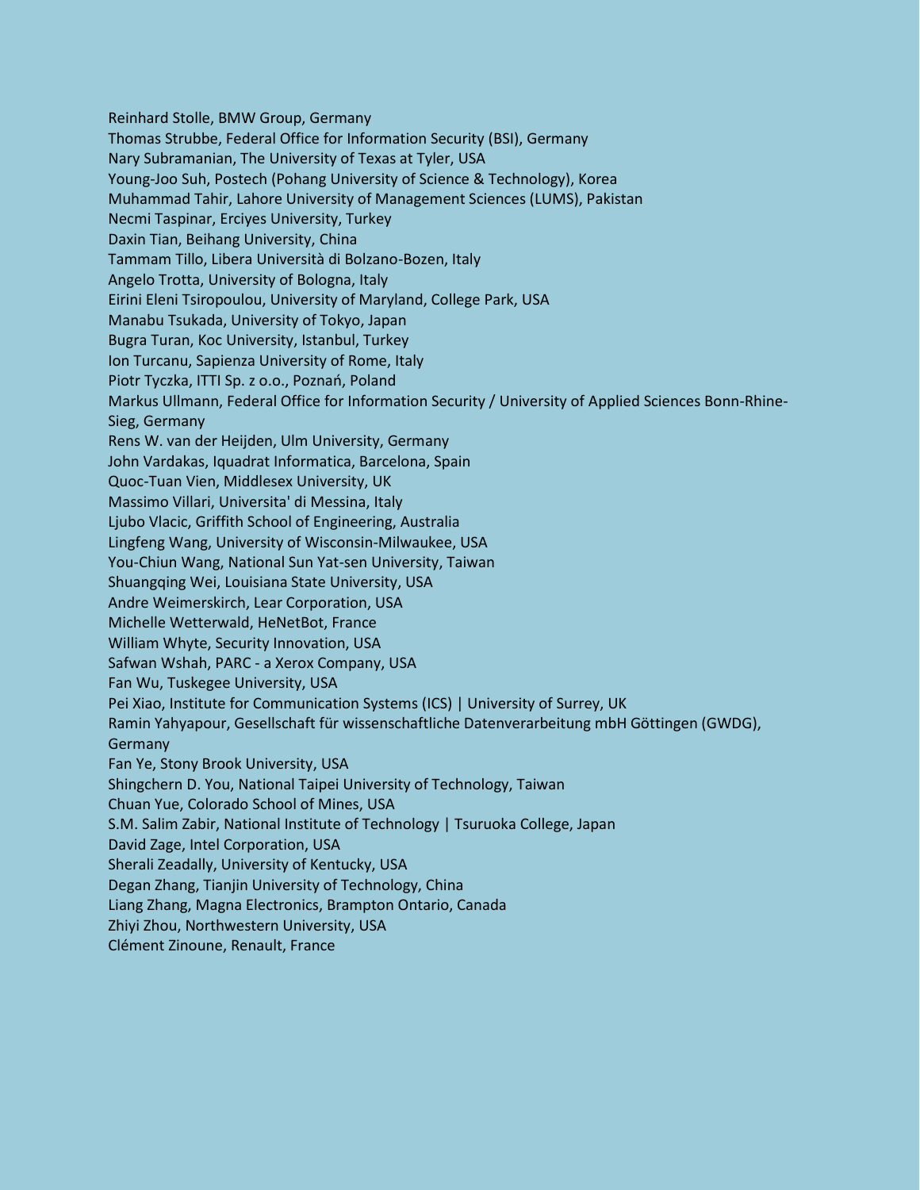Reinhard Stolle, BMW Group, Germany
Thomas Strubbe, Federal Office for Information Security (BSI), Germany
Nary Subramanian, The University of Texas at Tyler, USA
Young-Joo Suh, Postech (Pohang University of Science & Technology), Korea
Muhammad Tahir, Lahore University of Management Sciences (LUMS), Pakistan
Necmi Taspinar, Erciyes University, Turkey
Daxin Tian, Beihang University, China
Tammam Tillo, Libera Università di Bolzano-Bozen, Italy
Angelo Trotta, University of Bologna, Italy
Eirini Eleni Tsiropoulou, University of Maryland, College Park, USA
Manabu Tsukada, University of Tokyo, Japan
Bugra Turan, Koc University, Istanbul, Turkey
Ion Turcanu, Sapienza University of Rome, Italy
Piotr Tyczka, ITTI Sp. z o.o., Poznań, Poland
Markus Ullmann, Federal Office for Information Security / University of Applied Sciences Bonn-Rhine-Sieg, Germany
Rens W. van der Heijden, Ulm University, Germany
John Vardakas, Iquadrat Informatica, Barcelona, Spain
Quoc-Tuan Vien, Middlesex University, UK
Massimo Villari, Universita' di Messina, Italy
Ljubo Vlacic, Griffith School of Engineering, Australia
Lingfeng Wang, University of Wisconsin-Milwaukee, USA
You-Chiun Wang, National Sun Yat-sen University, Taiwan
Shuangqing Wei, Louisiana State University, USA
Andre Weimerskirch, Lear Corporation, USA
Michelle Wetterwald, HeNetBot, France
William Whyte, Security Innovation, USA
Safwan Wshah, PARC - a Xerox Company, USA
Fan Wu, Tuskegee University, USA
Pei Xiao, Institute for Communication Systems (ICS) | University of Surrey, UK
Ramin Yahyapour, Gesellschaft für wissenschaftliche Datenverarbeitung mbH Göttingen (GWDG), Germany
Fan Ye, Stony Brook University, USA
Shingchern D. You, National Taipei University of Technology, Taiwan
Chuan Yue, Colorado School of Mines, USA
S.M. Salim Zabir, National Institute of Technology | Tsuruoka College, Japan
David Zage, Intel Corporation, USA
Sherali Zeadally, University of Kentucky, USA
Degan Zhang, Tianjin University of Technology, China
Liang Zhang, Magna Electronics, Brampton Ontario, Canada
Zhiyi Zhou, Northwestern University, USA
Clément Zinoune, Renault, France